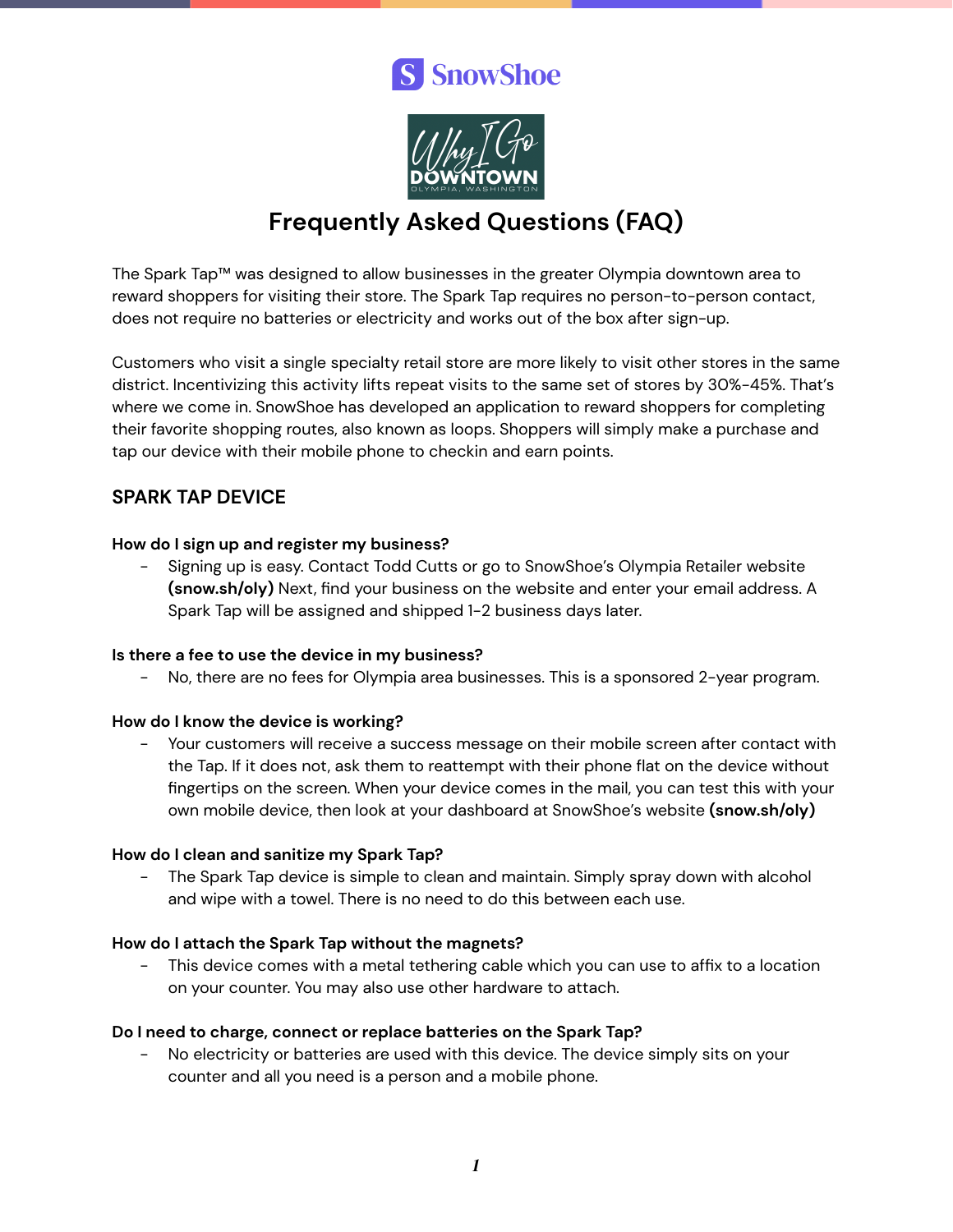# SnowShoe

# Frequently Asked Questions (FAQ)

The Spark Tap™ was designed to allow businesses in the greater Olympia downtown area to reward shoppers for visiting their store. The Spark Tap requires no person-to-person contact, does not require no batteries or electricity and works out of the box after sign-up.

Customers who visit a single specialty retail store are more likely to visit other stores in the same district. Incentivizing this activity lifts repeat visits to the same set of stores by 30%-45%. That's where we come in. SnowShoe has developed an application to reward shoppers for completing their favorite shopping routes, also known as loops. Shoppers will simply make a purchase and tap our device with their mobile phone to checkin and earn points.

## SPARK TAP DEVICE

**How do I sign up and register my business?**

- Signing up is easy. Contact Todd Cutts or go to SnowShoe's Olympia Retailer website **(snow.sh/oly)** Next, find your business on the website and enter your email address. A Spark Tap will be assigned and shipped 1-2 business days later.

**Is there a fee to use the device in my business?**

- No, there are no fees for Olympia area businesses. This is a sponsored 2-year program.

**How do I know the device is working?**

- Your customers will receive a success message on their mobile screen after contact with the Tap. If it does not, ask them to reattempt with their phone flat on the device without fingertips on the screen. When your device comes in the mail, you can test this with your own mobile device, then look at your dashboard at SnowShoe's website **(snow.sh/oly)**

**How do I clean and sanitize my Spark Tap?**

- The Spark Tap device is simple to clean and maintain. Simply spray down with alcohol and wipe with a towel. There is no need to do this between each use.

**How do I attach the Spark Tap without the magnets?**

- This device comes with a metal tethering cable which you can use to affix to a location on your counter. You may also use other hardware to attach.

**Do I need to charge, connect or replace batteries on the Spark Tap?**

- No electricity or batteries are used with this device. The device simply sits on your counter and all you need is a person and a mobile phone.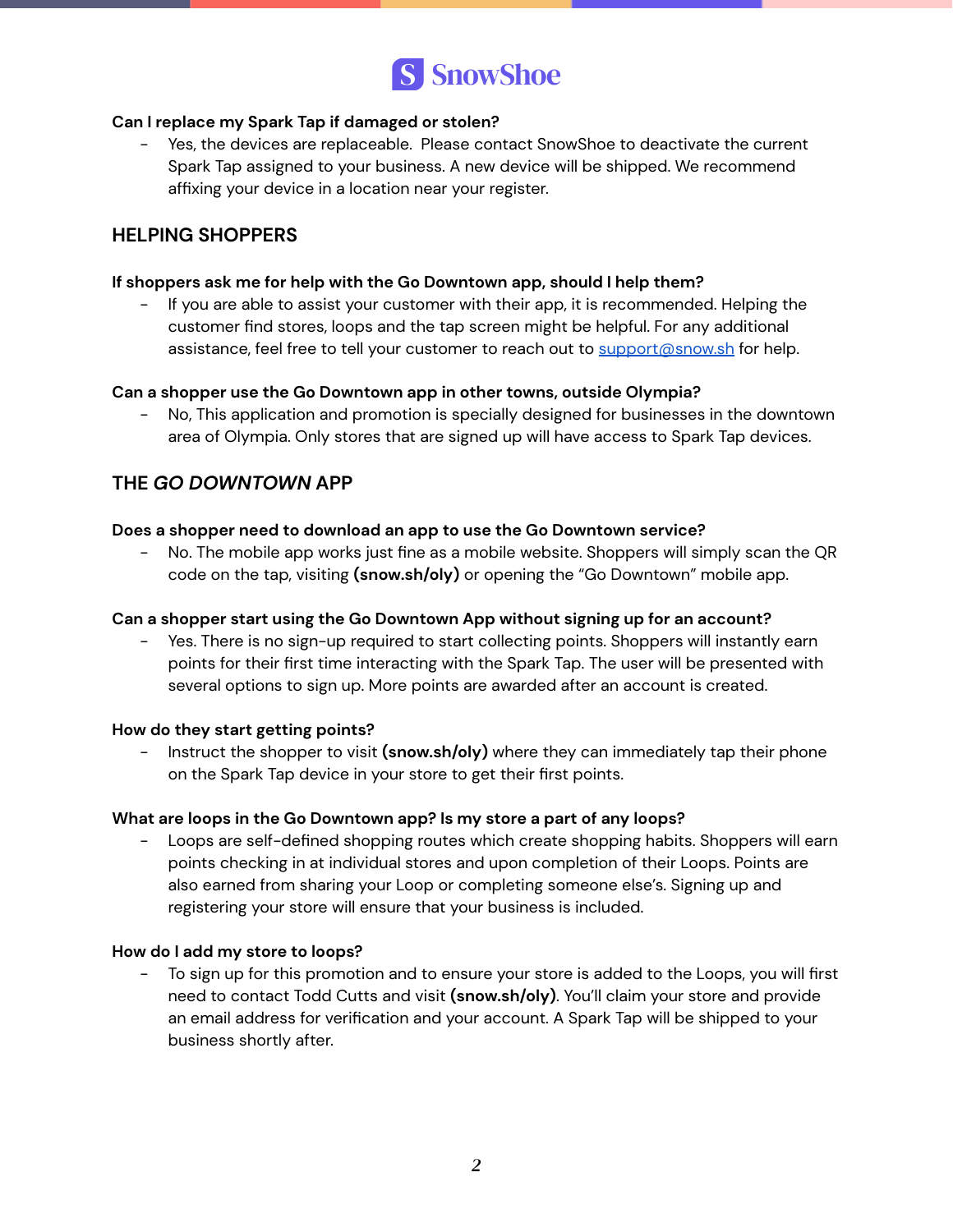**Can I replace my Spark Tap if damaged or stolen?**

- Yes, the devices are replaceable. Please contact SnowShoe to deactivate the current Spark Tap assigned to your business. A new device will be shipped. We recommend affixing your device in a location near your register.

## HELPING SHOPPERS

**If shoppers ask me for help with the Go Downtown app, should I help them?**

- If you are able to assist your customer with their app, it is recommended. Helping the customer find stores, loops and the tap screen might be helpful. For any additional assistance, feel free to tell your customer to reach out to [support@snow.sh](mailto:support@snow.sh) for help.

**Can a shopper use the Go Downtown app in other towns, outside Olympia?**

- No, This application and promotion is specially designed for businesses in the downtown area of Olympia. Only stores that are signed up will have access to Spark Tap devices.

## THE *GO DOWNTOWN* APP

**Does a shopper need to download an app to use the Go Downtown service?**

- No. The mobile app works just fine as a mobile website. Shoppers will simply scan the QR code on the tap, visiting **(snow.sh/oly)** or opening the "Go Downtown" mobile app.

**Can a shopper start using the Go Downtown App without signing up for an account?**

- Yes. There is no sign-up required to start collecting points. Shoppers will instantly earn points for their first time interacting with the Spark Tap. The user will be presented with several options to sign up. More points are awarded after an account is created.

**How do they start getting points?**

- Instruct the shopper to visit **(snow.sh/oly)** where they can immediately tap their phone on the Spark Tap device in your store to get their first points.

**What are loops in the Go Downtown app? Is my store a part of any loops?**

- Loops are self-defined shopping routes which create shopping habits. Shoppers will earn points checking in at individual stores and upon completion of their Loops. Points are also earned from sharing your Loop or completing someone else's. Signing up and registering your store will ensure that your business is included.

**How do I add my store to loops?**

- To sign up for this promotion and to ensure your store is added to the Loops, you will first need to contact Todd Cutts and visit **(snow.sh/oly)**. You'll claim your store and provide an email address for verification and your account. A Spark Tap will be shipped to your business shortly after.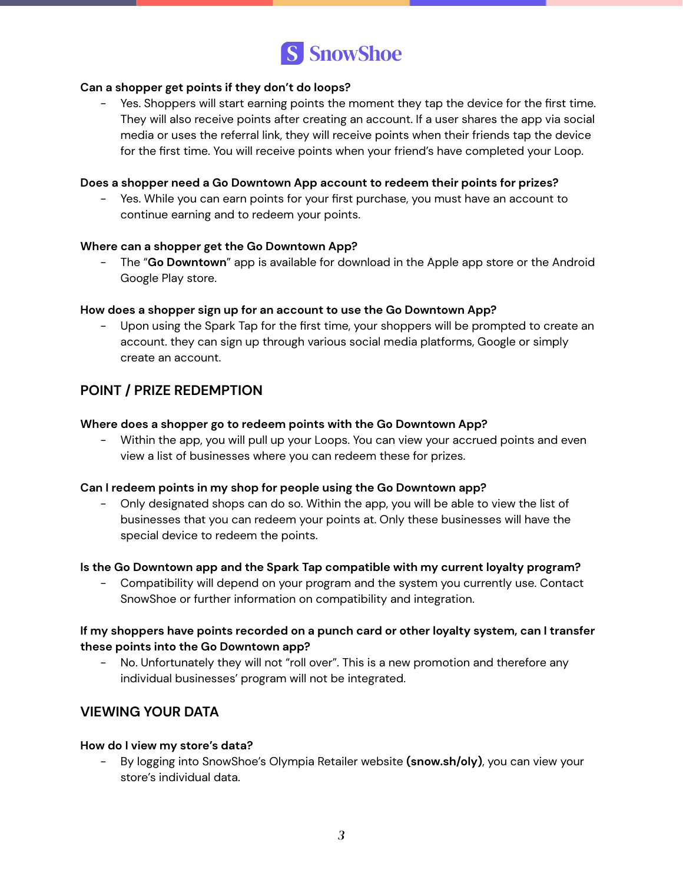**Can a shopper get points if they don't do loops?**

- Yes. Shoppers will start earning points the moment they tap the device for the first time. They will also receive points after creating an account. If a user shares the app via social media or uses the referral link, they will receive points when their friends tap the device for the first time. You will receive points when your friend's have completed your Loop.

**Does a shopper need a Go Downtown App account to redeem their points for prizes?**

- Yes. While you can earn points for your first purchase, you must have an account to continue earning and to redeem your points.

**Where can a shopper get the Go Downtown App?**

- The "**Go Downtown**" app is available for download in the Apple app store or the Android Google Play store.

**How does a shopper sign up for an account to use the Go Downtown App?**

- Upon using the Spark Tap for the first time, your shoppers will be prompted to create an account. they can sign up through various social media platforms, Google or simply create an account.

## POINT / PRIZE REDEMPTION

**Where does a shopper go to redeem points with the Go Downtown App?**

- Within the app, you will pull up your Loops. You can view your accrued points and even view a list of businesses where you can redeem these for prizes.

**Can I redeem points in my shop for people using the Go Downtown app?**

- Only designated shops can do so. Within the app, you will be able to view the list of businesses that you can redeem your points at. Only these businesses will have the special device to redeem the points.

**Is the Go Downtown app and the Spark Tap compatible with my current loyalty program?**

- Compatibility will depend on your program and the system you currently use. Contact SnowShoe or further information on compatibility and integration.

**If my shoppers have points recorded on a punch card or other loyalty system, can I transfer these points into the Go Downtown app?**

- No. Unfortunately they will not "roll over". This is a new promotion and therefore any individual businesses' program will not be integrated.

## VIEWING YOUR DATA

**How do I view my store's data?**

- By logging into SnowShoe's Olympia Retailer website **(snow.sh/oly)**, you can view your store's individual data.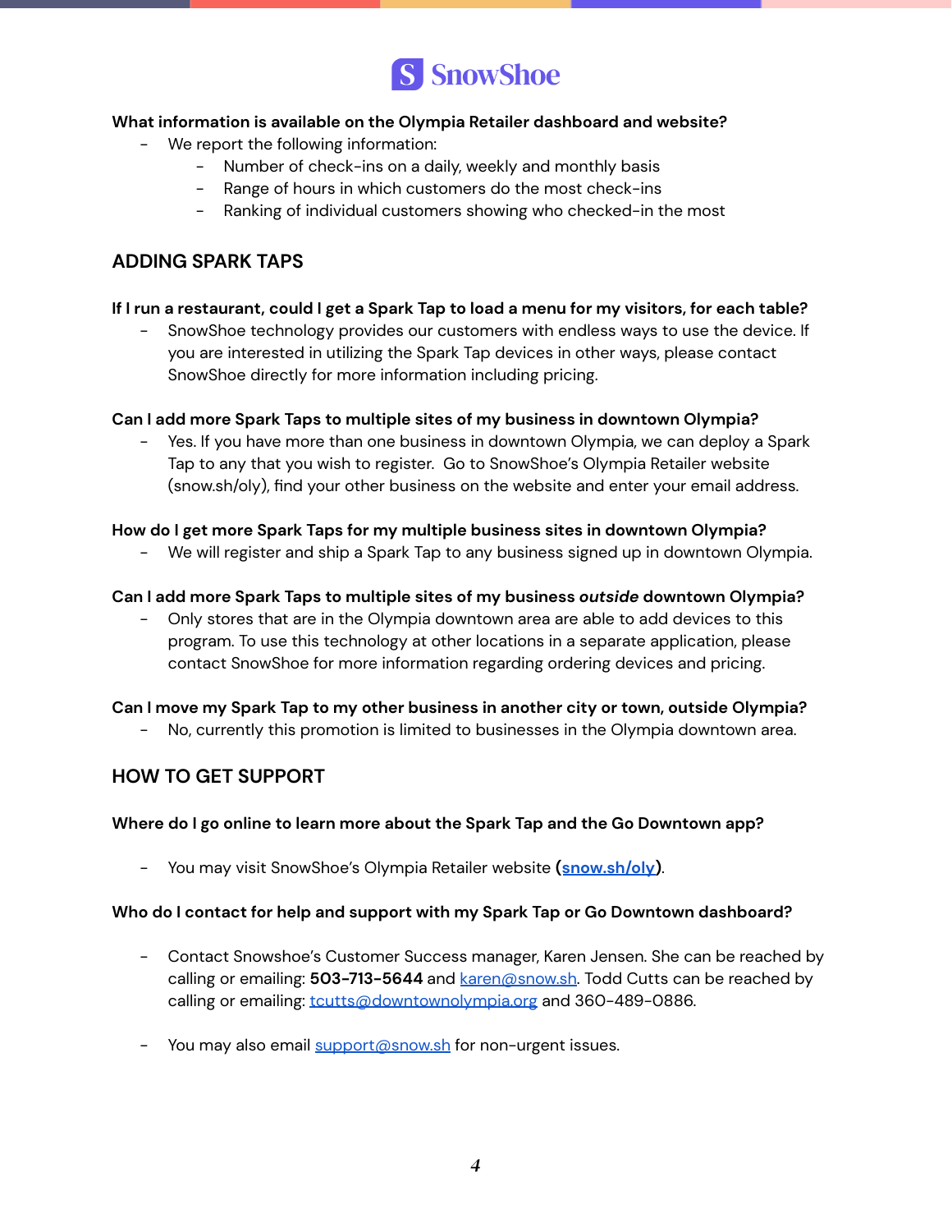**What information is available on the Olympia Retailer dashboard and website?**

- We report the following information:
    - Number of check-ins on a daily, weekly and monthly basis
    - Range of hours in which customers do the most check-ins
    - Ranking of individual customers showing who checked-in the most

## ADDING SPARK TAPS

**If I run a restaurant, could I get a Spark Tap to load a menu for my visitors, for each table?**

- SnowShoe technology provides our customers with endless ways to use the device. If you are interested in utilizing the Spark Tap devices in other ways, please contact SnowShoe directly for more information including pricing.

**Can I add more Spark Taps to multiple sites of my business in downtown Olympia?**

- Yes. If you have more than one business in downtown Olympia, we can deploy a Spark Tap to any that you wish to register. Go to SnowShoe's Olympia Retailer website (snow.sh/oly), find your other business on the website and enter your email address.

**How do I get more Spark Taps for my multiple business sites in downtown Olympia?**

- We will register and ship a Spark Tap to any business signed up in downtown Olympia.

**Can I add more Spark Taps to multiple sites of my business *outside* downtown Olympia?**

- Only stores that are in the Olympia downtown area are able to add devices to this program. To use this technology at other locations in a separate application, please contact SnowShoe for more information regarding ordering devices and pricing.

**Can I move my Spark Tap to my other business in another city or town, outside Olympia?**

- No, currently this promotion is limited to businesses in the Olympia downtown area.

## HOW TO GET SUPPORT

**Where do I go online to learn more about the Spark Tap and the Go Downtown app?**

- You may visit SnowShoe's Olympia Retailer website (**snow.sh/oly**).

**Who do I contact for help and support with my Spark Tap or Go Downtown dashboard?**

- Contact Snowshoe's Customer Success manager, Karen Jensen. She can be reached by calling or emailing: **503-713-5644** and karen@snow.sh. Todd Cutts can be reached by calling or emailing: tcutts@downtownolympia.org and 360-489-0886.

- You may also email support@snow.sh for non-urgent issues.